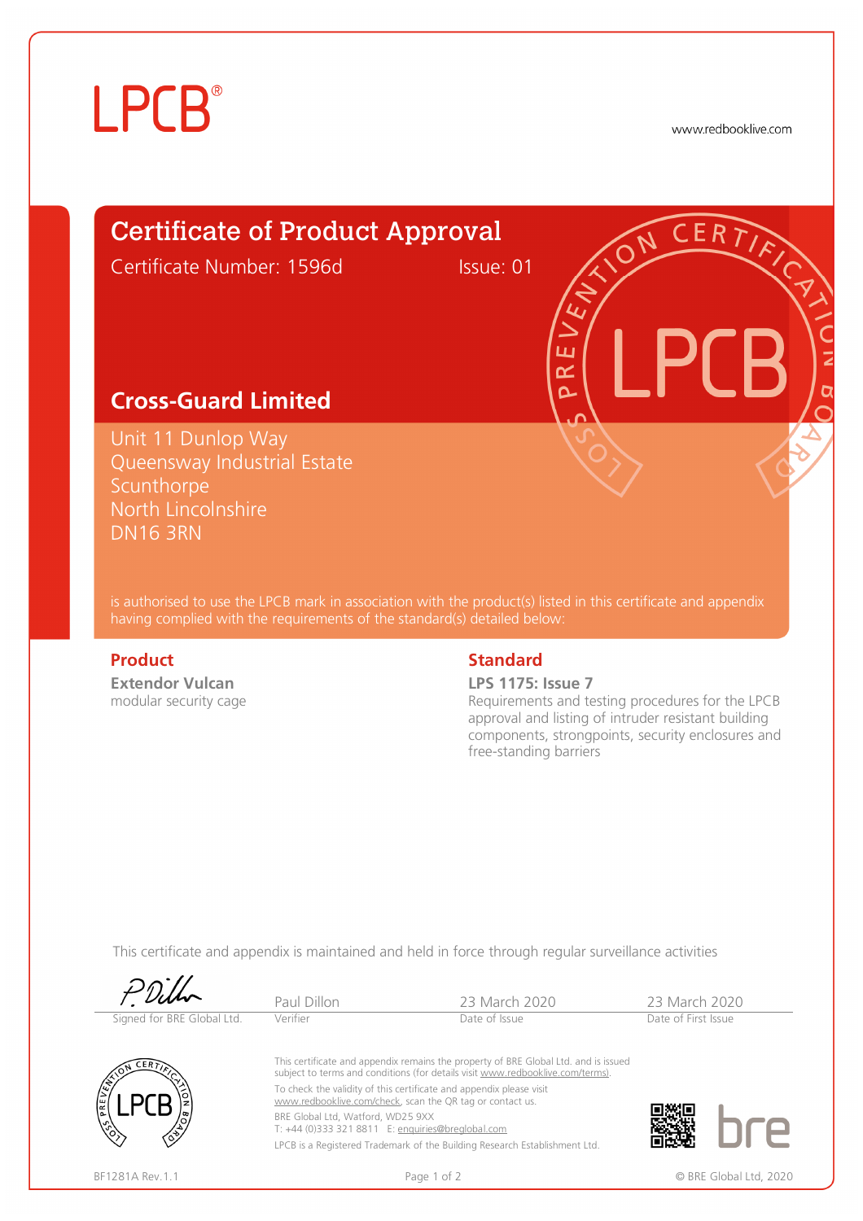LPCB®

www.redbooklive.com

# Certificate of Product Approval

Certificate Number: 1596d Issue: 01

## Cross-Guard Limited

Unit 11 Dunlop Way
Queensway Industrial Estate
Scunthorpe
North Lincolnshire
DN16 3RN

is authorised to use the LPCB mark in association with the product(s) listed in this certificate and appendix having complied with the requirements of the standard(s) detailed below:

### Product

**Extendor Vulcan**
modular security cage

### Standard

**LPS 1175: Issue 7**
Requirements and testing procedures for the LPCB approval and listing of intruder resistant building components, strongpoints, security enclosures and free-standing barriers

This certificate and appendix is maintained and held in force through regular surveillance activities

| Signed for BRE Global Ltd. | Paul Dillon | 23 March 2020 | 23 March 2020 |
|---|---|---|---|
| | Verifier | Date of Issue | Date of First Issue |

This certificate and appendix remains the property of BRE Global Ltd. and is issued subject to terms and conditions (for details visit www.redbooklive.com/terms).

To check the validity of this certificate and appendix please visit www.redbooklive.com/check, scan the QR tag or contact us.

BRE Global Ltd, Watford, WD25 9XX
T: +44 (0)333 321 8811 E: enquiries@breglobal.com

LPCB is a Registered Trademark of the Building Research Establishment Ltd.

BF1281A Rev.1.1

© BRE Global Ltd, 2020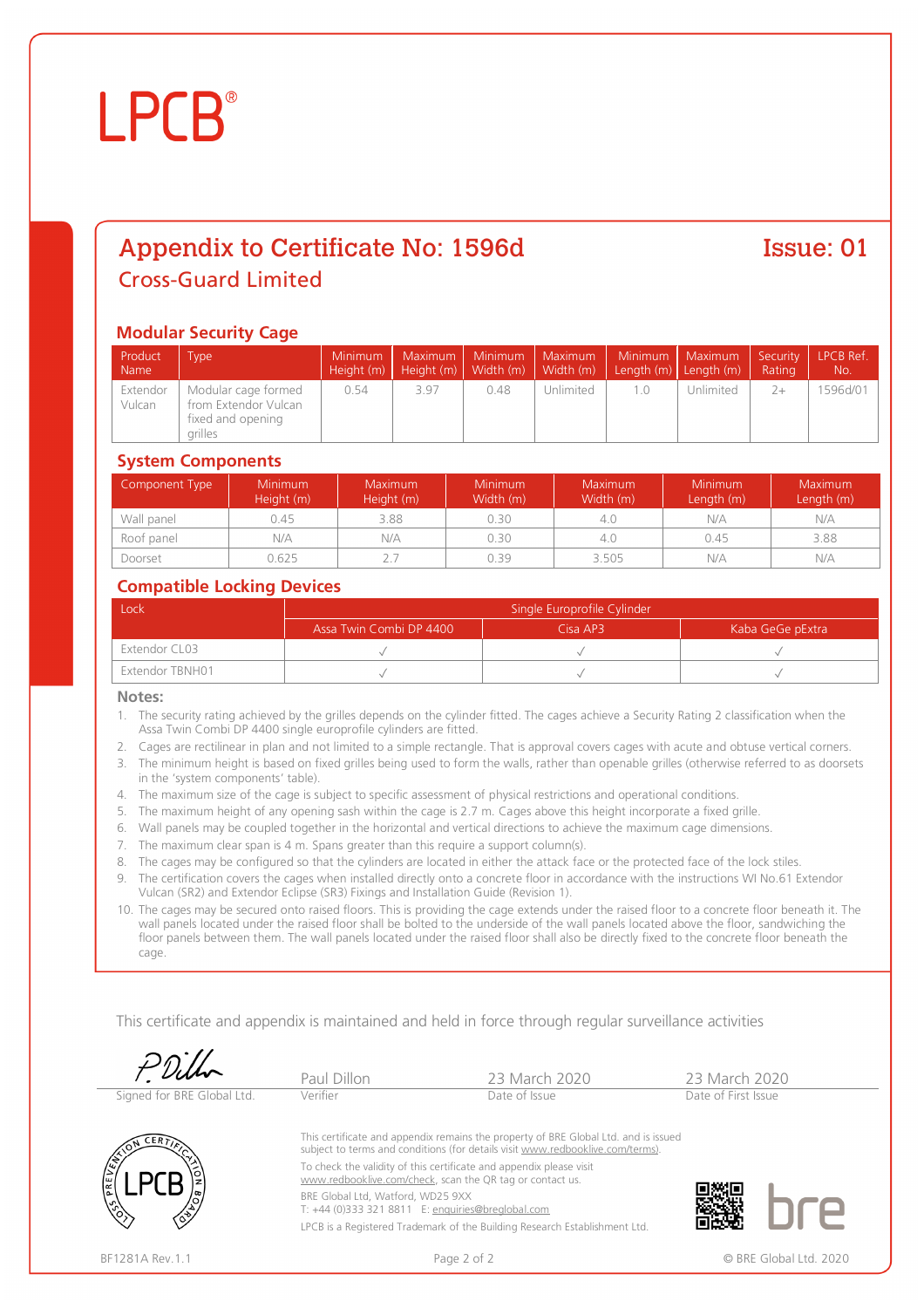LPCB®

# Appendix to Certificate No: 1596d

**Issue: 01**

## Cross-Guard Limited

### Modular Security Cage

| Product Name | Type | Minimum Height (m) | Maximum Height (m) | Minimum Width (m) | Maximum Width (m) | Minimum Length (m) | Maximum Length (m) | Security Rating | LPCB Ref. No. |
|---|---|---|---|---|---|---|---|---|---|
| Extendor Vulcan | Modular cage formed from Extendor Vulcan fixed and opening grilles | 0.54 | 3.97 | 0.48 | Unlimited | 1.0 | Unlimited | 2+ | 1596d/01 |

### System Components

| Component Type | Minimum Height (m) | Maximum Height (m) | Minimum Width (m) | Maximum Width (m) | Minimum Length (m) | Maximum Length (m) |
|---|---|---|---|---|---|---|
| Wall panel | 0.45 | 3.88 | 0.30 | 4.0 | N/A | N/A |
| Roof panel | N/A | N/A | 0.30 | 4.0 | 0.45 | 3.88 |
| Doorset | 0.625 | 2.7 | 0.39 | 3.505 | N/A | N/A |

### Compatible Locking Devices

| Lock | Single Europrofile Cylinder | | |
|---|---|---|---|
| | Assa Twin Combi DP 4400 | Cisa AP3 | Kaba GeGe pExtra |
| Extendor CL03 | ✓ | ✓ | ✓ |
| Extendor TBNH01 | ✓ | ✓ | ✓ |

**Notes:**

1. The security rating achieved by the grilles depends on the cylinder fitted. The cages achieve a Security Rating 2 classification when the Assa Twin Combi DP 4400 single europrofile cylinders are fitted.
2. Cages are rectilinear in plan and not limited to a simple rectangle. That is approval covers cages with acute and obtuse vertical corners.
3. The minimum height is based on fixed grilles being used to form the walls, rather than openable grilles (otherwise referred to as doorsets in the 'system components' table).
4. The maximum size of the cage is subject to specific assessment of physical restrictions and operational conditions.
5. The maximum height of any opening sash within the cage is 2.7 m. Cages above this height incorporate a fixed grille.
6. Wall panels may be coupled together in the horizontal and vertical directions to achieve the maximum cage dimensions.
7. The maximum clear span is 4 m. Spans greater than this require a support column(s).
8. The cages may be configured so that the cylinders are located in either the attack face or the protected face of the lock stiles.
9. The certification covers the cages when installed directly onto a concrete floor in accordance with the instructions WI No.61 Extendor Vulcan (SR2) and Extendor Eclipse (SR3) Fixings and Installation Guide (Revision 1).
10. The cages may be secured onto raised floors. This is providing the cage extends under the raised floor to a concrete floor beneath it. The wall panels located under the raised floor shall be bolted to the underside of the wall panels located above the floor, sandwiching the floor panels between them. The wall panels located under the raised floor shall also be directly fixed to the concrete floor beneath the cage.

This certificate and appendix is maintained and held in force through regular surveillance activities

| Signed for BRE Global Ltd. | Paul Dillon<br>Verifier | 23 March 2020<br>Date of Issue | 23 March 2020<br>Date of First Issue |
|---|---|---|---|

This certificate and appendix remains the property of BRE Global Ltd. and is issued subject to terms and conditions (for details visit www.redbooklive.com/terms).

To check the validity of this certificate and appendix please visit www.redbooklive.com/check, scan the QR tag or contact us.

BRE Global Ltd, Watford, WD25 9XX
T: +44 (0)333 321 8811 E: enquiries@breglobal.com

LPCB is a Registered Trademark of the Building Research Establishment Ltd.

BF1281A Rev.1.1

© BRE Global Ltd. 2020